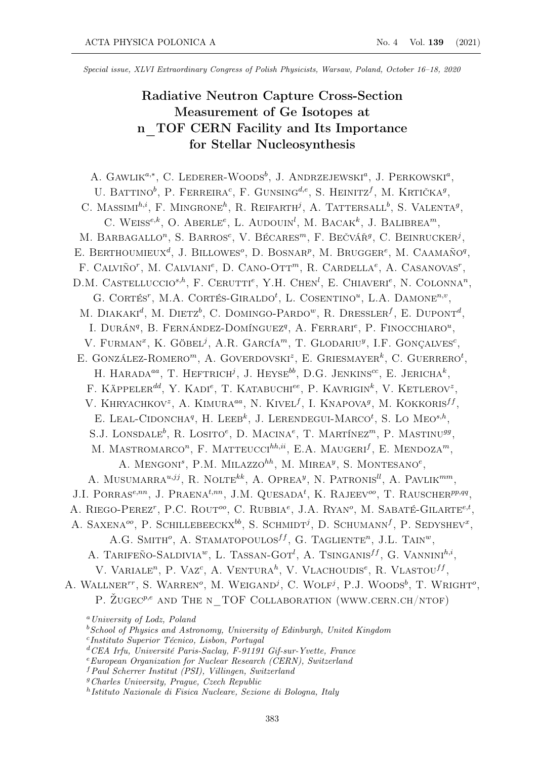*Special issue, XLVI Extraordinary Congress of Polish Physicists, Warsaw, Poland, October 16–18, 2020*

# Radiative Neutron Capture Cross-Section Measurement of Ge Isotopes at n_TOF CERN Facility and Its Importance for Stellar Nucleosynthesis

A. Gawlik[a,*], C. Lederer-Woods[b], J. Andrzejewski[a], J. Perkowski[a], U. Battino[b], P. Ferreira[c], F. Gunsing[d,e], S. Heinitz[f], M. Krtička[g], C. Massimi[h,i], F. Mingrone[h], R. Reifarth[j], A. Tattersall[b], S. Valenta[g], C. Weiss[e,k], O. Aberle[e], L. Audouin[l], M. Bacak[k], J. Balibrea[m], M. Barbagallo[n], S. Barros[c], V. Bécares[m], F. Bečvář[g], C. Beinrucker[j], E. Berthoumieux[d], J. Billowes[o], D. Bosnar[p], M. Brugger[e], M. Caamaño[q], F. Calviño[r], M. Calviani[e], D. Cano-Ott[m], R. Cardella[e], A. Casanovas[r], D.M. Castelluccio[s,h], F. Cerutti[e], Y.H. Chen[l], E. Chiaveri[e], N. Colonna[n], G. Cortés[r], M.A. Cortés-Giraldo[t], L. Cosentino[u], L.A. Damone[n,v], M. Diakaki[d], M. Dietz[b], C. Domingo-Pardo[w], R. Dressler[f], E. Dupont[d], I. Durán[q], B. Fernández-Domínguez[q], A. Ferrari[e], P. Finocchiaro[u], V. Furman[x], K. Göbel[j], A.R. García[m], T. Glodariu[y], I.F. Gonçalves[c], E. González-Romero[m], A. Goverdovski[z], E. Griesmayer[k], C. Guerrero[t], H. Harada[aa], T. Heftrich[j], J. Heyse[bb], D.G. Jenkins[cc], E. Jericha[k], F. Käppeler[dd], Y. Kadi[e], T. Katabuchi[ee], P. Kavrigin[k], V. Ketlerov[z], V. Khryachkov[z], A. Kimura[aa], N. Kivel[f], I. Knapova[g], M. Kokkoris[ff], E. Leal-Cidoncha[q], H. Leeb[k], J. Lerendegui-Marco[t], S. Lo Meo[s,h], S.J. Lonsdale[b], R. Losito[e], D. Macina[e], T. Martínez[m], P. Mastinu[gg], M. Mastromarco[n], F. Matteucci[hh,ii], E.A. Maugeri[f], E. Mendoza[m], A. Mengoni[s], P.M. Milazzo[hh], M. Mirea[y], S. Montesano[e], A. Musumarra[u,jj], R. Nolte[kk], A. Oprea[y], N. Patronis[ll], A. Pavlik[mm], J.I. Porras[e,nn], J. Praena[t,nn], J.M. Quesada[t], K. Rajeev[oo], T. Rauscher[pp,qq], A. Riego-Perez[r], P.C. Rout[oo], C. Rubbia[e], J.A. Ryan[o], M. Sabaté-Gilarte[e,t], A. Saxena[oo], P. Schillebeeckx[bb], S. Schmidt[j], D. Schumann[f], P. Sedyshev[x], A.G. Smith[o], A. Stamatopoulos[ff], G. Tagliente[n], J.L. Tain[w], A. Tarifeño-Saldivia[w], L. Tassan-Got[l], A. Tsinganis[ff], G. Vannini[h,i], V. Variale[n], P. Vaz[c], A. Ventura[h], V. Vlachoudis[e], R. Vlastou[ff], A. Wallner[rr], S. Warren[o], M. Weigand[j], C. Wolf[j], P.J. Woods[b], T. Wright[o], P. Žugec[p,e] and The n_TOF Collaboration (www.cern.ch/ntof)

[a] *University of Lodz, Poland*
[b] *School of Physics and Astronomy, University of Edinburgh, United Kingdom*
[c] *Instituto Superior Técnico, Lisbon, Portugal*
[d] *CEA Irfu, Université Paris-Saclay, F-91191 Gif-sur-Yvette, France*
[e] *European Organization for Nuclear Research (CERN), Switzerland*
[f] *Paul Scherrer Institut (PSI), Villingen, Switzerland*
[g] *Charles University, Prague, Czech Republic*
[h] *Istituto Nazionale di Fisica Nucleare, Sezione di Bologna, Italy*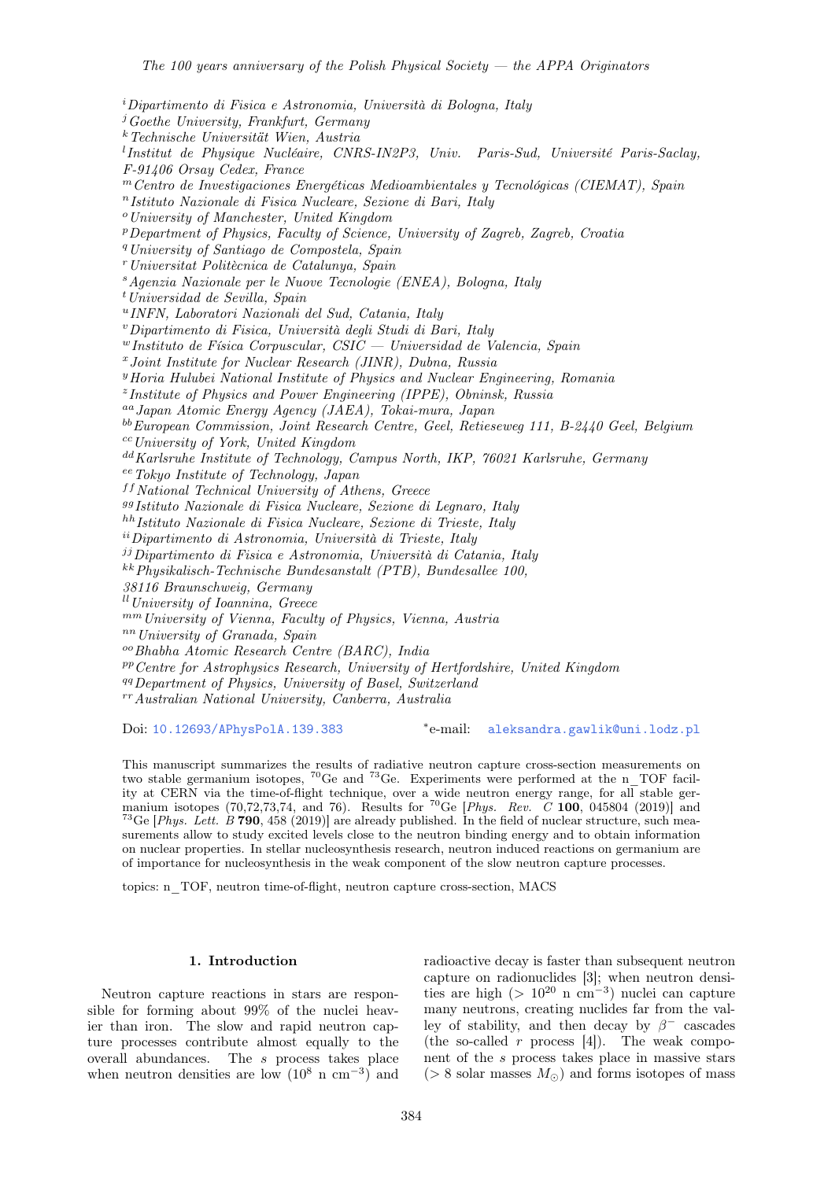[i] *Dipartimento di Fisica e Astronomia, Università di Bologna, Italy*
[j] *Goethe University, Frankfurt, Germany*
[k] *Technische Universität Wien, Austria*
[l] *Institut de Physique Nucléaire, CNRS-IN2P3, Univ. Paris-Sud, Université Paris-Saclay, F-91406 Orsay Cedex, France*
[m] *Centro de Investigaciones Energéticas Medioambientales y Tecnológicas (CIEMAT), Spain*
[n] *Istituto Nazionale di Fisica Nucleare, Sezione di Bari, Italy*
[o] *University of Manchester, United Kingdom*
[p] *Department of Physics, Faculty of Science, University of Zagreb, Zagreb, Croatia*
[q] *University of Santiago de Compostela, Spain*
[r] *Universitat Politècnica de Catalunya, Spain*
[s] *Agenzia Nazionale per le Nuove Tecnologie (ENEA), Bologna, Italy*
[t] *Universidad de Sevilla, Spain*
[u] *INFN, Laboratori Nazionali del Sud, Catania, Italy*
[v] *Dipartimento di Fisica, Università degli Studi di Bari, Italy*
[w] *Instituto de Física Corpuscular, CSIC — Universidad de Valencia, Spain*
[x] *Joint Institute for Nuclear Research (JINR), Dubna, Russia*
[y] *Horia Hulubei National Institute of Physics and Nuclear Engineering, Romania*
[z] *Institute of Physics and Power Engineering (IPPE), Obninsk, Russia*
[aa] *Japan Atomic Energy Agency (JAEA), Tokai-mura, Japan*
[bb] *European Commission, Joint Research Centre, Geel, Retieseweg 111, B-2440 Geel, Belgium*
[cc] *University of York, United Kingdom*
[dd] *Karlsruhe Institute of Technology, Campus North, IKP, 76021 Karlsruhe, Germany*
[ee] *Tokyo Institute of Technology, Japan*
[ff] *National Technical University of Athens, Greece*
[gg] *Istituto Nazionale di Fisica Nucleare, Sezione di Legnaro, Italy*
[hh] *Istituto Nazionale di Fisica Nucleare, Sezione di Trieste, Italy*
[ii] *Dipartimento di Astronomia, Università di Trieste, Italy*
[jj] *Dipartimento di Fisica e Astronomia, Università di Catania, Italy*
[kk] *Physikalisch-Technische Bundesanstalt (PTB), Bundesallee 100, 38116 Braunschweig, Germany*
[ll] *University of Ioannina, Greece*
[mm] *University of Vienna, Faculty of Physics, Vienna, Austria*
[nn] *University of Granada, Spain*
[oo] *Bhabha Atomic Research Centre (BARC), India*
[pp] *Centre for Astrophysics Research, University of Hertfordshire, United Kingdom*
[qq] *Department of Physics, University of Basel, Switzerland*
[rr] *Australian National University, Canberra, Australia*

Doi: 10.12693/APhysPolA.139.383 [*]e-mail: aleksandra.gawlik@uni.lodz.pl

This manuscript summarizes the results of radiative neutron capture cross-section measurements on two stable germanium isotopes, $^{70}$Ge and $^{73}$Ge. Experiments were performed at the n_TOF facility at CERN via the time-of-flight technique, over a wide neutron energy range, for all stable germanium isotopes (70,72,73,74, and 76). Results for $^{70}$Ge [*Phys. Rev. C* **100**, 045804 (2019)] and $^{73}$Ge [*Phys. Lett. B* **790**, 458 (2019)] are already published. In the field of nuclear structure, such measurements allow to study excited levels close to the neutron binding energy and to obtain information on nuclear properties. In stellar nucleosynthesis research, neutron induced reactions on germanium are of importance for nucleosynthesis in the weak component of the slow neutron capture processes.

topics: n_TOF, neutron time-of-flight, neutron capture cross-section, MACS

## 1. Introduction

Neutron capture reactions in stars are responsible for forming about 99% of the nuclei heavier than iron. The slow and rapid neutron capture processes contribute almost equally to the overall abundances. The *s* process takes place when neutron densities are low ($10^8$ n cm$^{-3}$) and radioactive decay is faster than subsequent neutron capture on radionuclides [3]; when neutron densities are high ($> 10^{20}$ n cm$^{-3}$) nuclei can capture many neutrons, creating nuclides far from the valley of stability, and then decay by $\beta^-$ cascades (the so-called *r* process [4]). The weak component of the *s* process takes place in massive stars ($> 8$ solar masses $M_\odot$) and forms isotopes of mass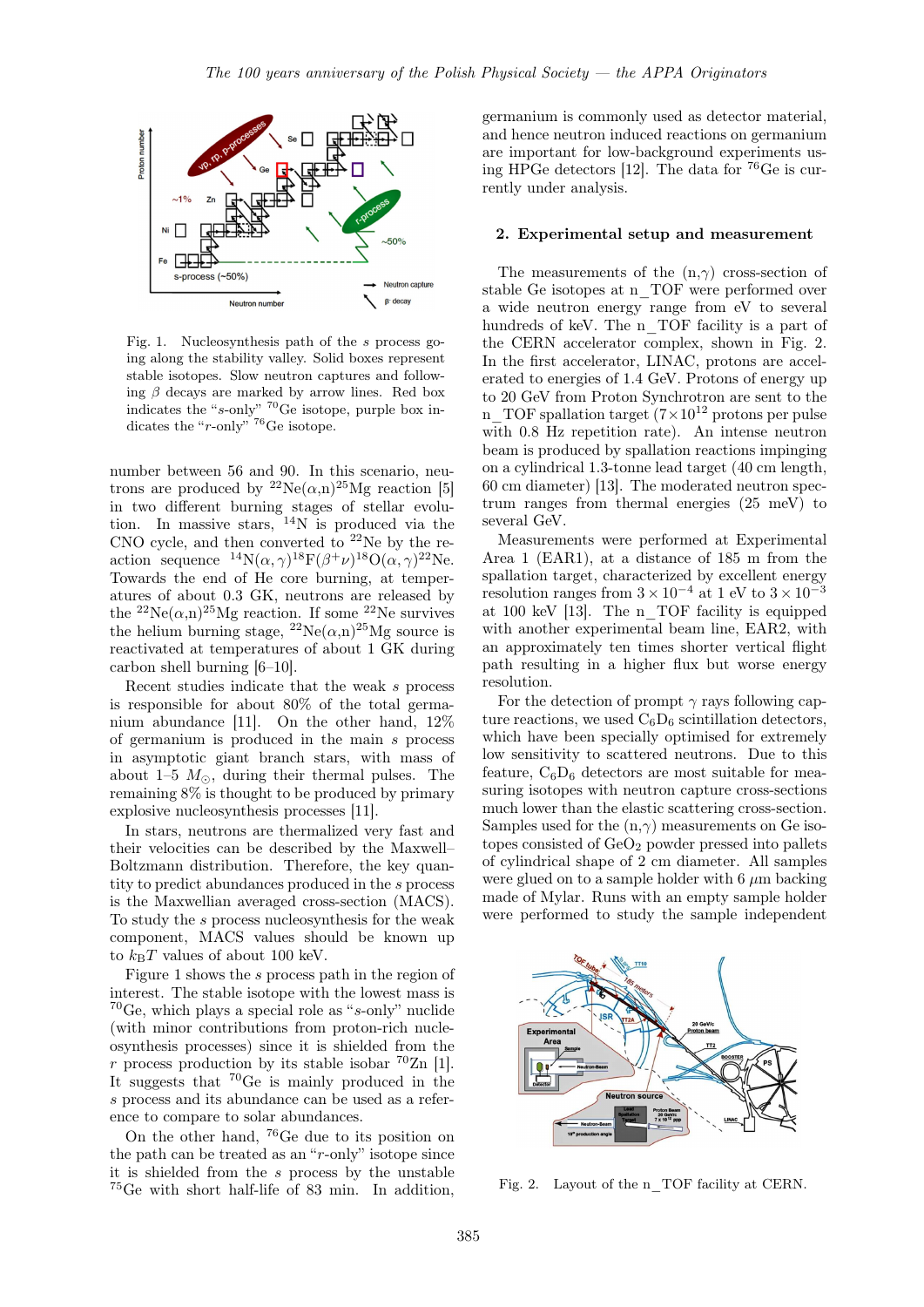Fig. 1. Nucleosynthesis path of the *s* process going along the stability valley. Solid boxes represent stable isotopes. Slow neutron captures and following $\beta$ decays are marked by arrow lines. Red box indicates the "*s*-only" $^{70}$Ge isotope, purple box indicates the "*r*-only" $^{76}$Ge isotope.

number between 56 and 90. In this scenario, neutrons are produced by $^{22}$Ne($\alpha$,n)$^{25}$Mg reaction [5] in two different burning stages of stellar evolution. In massive stars, $^{14}$N is produced via the CNO cycle, and then converted to $^{22}$Ne by the reaction sequence $^{14}$N($\alpha,\gamma$)$^{18}$F($\beta^+\nu$)$^{18}$O($\alpha,\gamma$)$^{22}$Ne. Towards the end of He core burning, at temperatures of about 0.3 GK, neutrons are released by the $^{22}$Ne($\alpha$,n)$^{25}$Mg reaction. If some $^{22}$Ne survives the helium burning stage, $^{22}$Ne($\alpha$,n)$^{25}$Mg source is reactivated at temperatures of about 1 GK during carbon shell burning [6–10].

Recent studies indicate that the weak *s* process is responsible for about 80% of the total germanium abundance [11]. On the other hand, 12% of germanium is produced in the main *s* process in asymptotic giant branch stars, with mass of about 1–5 $M_\odot$, during their thermal pulses. The remaining 8% is thought to be produced by primary explosive nucleosynthesis processes [11].

In stars, neutrons are thermalized very fast and their velocities can be described by the Maxwell–Boltzmann distribution. Therefore, the key quantity to predict abundances produced in the *s* process is the Maxwellian averaged cross-section (MACS). To study the *s* process nucleosynthesis for the weak component, MACS values should be known up to $k_{\mathrm{B}}T$ values of about 100 keV.

Figure 1 shows the *s* process path in the region of interest. The stable isotope with the lowest mass is $^{70}$Ge, which plays a special role as "*s*-only" nuclide (with minor contributions from proton-rich nucleosynthesis processes) since it is shielded from the *r* process production by its stable isobar $^{70}$Zn [1]. It suggests that $^{70}$Ge is mainly produced in the *s* process and its abundance can be used as a reference to compare to solar abundances.

On the other hand, $^{76}$Ge due to its position on the path can be treated as an "*r*-only" isotope since it is shielded from the *s* process by the unstable $^{75}$Ge with short half-life of 83 min. In addition, germanium is commonly used as detector material, and hence neutron induced reactions on germanium are important for low-background experiments using HPGe detectors [12]. The data for $^{76}$Ge is currently under analysis.

## 2. Experimental setup and measurement

The measurements of the (n,$\gamma$) cross-section of stable Ge isotopes at n_TOF were performed over a wide neutron energy range from eV to several hundreds of keV. The n_TOF facility is a part of the CERN accelerator complex, shown in Fig. 2. In the first accelerator, LINAC, protons are accelerated to energies of 1.4 GeV. Protons of energy up to 20 GeV from Proton Synchrotron are sent to the n_TOF spallation target ($7\times10^{12}$ protons per pulse with 0.8 Hz repetition rate). An intense neutron beam is produced by spallation reactions impinging on a cylindrical 1.3-tonne lead target (40 cm length, 60 cm diameter) [13]. The moderated neutron spectrum ranges from thermal energies (25 meV) to several GeV.

Measurements were performed at Experimental Area 1 (EAR1), at a distance of 185 m from the spallation target, characterized by excellent energy resolution ranges from $3\times10^{-4}$ at 1 eV to $3\times10^{-3}$ at 100 keV [13]. The n_TOF facility is equipped with another experimental beam line, EAR2, with an approximately ten times shorter vertical flight path resulting in a higher flux but worse energy resolution.

For the detection of prompt $\gamma$ rays following capture reactions, we used $C_6D_6$ scintillation detectors, which have been specially optimised for extremely low sensitivity to scattered neutrons. Due to this feature, $C_6D_6$ detectors are most suitable for measuring isotopes with neutron capture cross-sections much lower than the elastic scattering cross-section. Samples used for the (n,$\gamma$) measurements on Ge isotopes consisted of $GeO_2$ powder pressed into pallets of cylindrical shape of 2 cm diameter. All samples were glued on to a sample holder with 6 $\mu$m backing made of Mylar. Runs with an empty sample holder were performed to study the sample independent

Fig. 2. Layout of the n_TOF facility at CERN.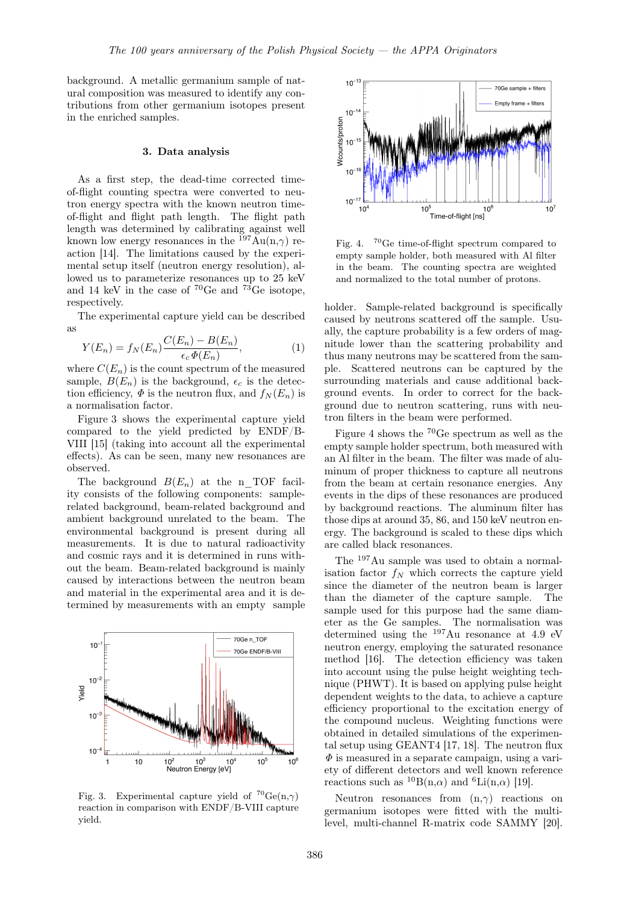background. A metallic germanium sample of natural composition was measured to identify any contributions from other germanium isotopes present in the enriched samples.

## 3. Data analysis

As a first step, the dead-time corrected time-of-flight counting spectra were converted to neutron energy spectra with the known neutron time-of-flight and flight path length. The flight path length was determined by calibrating against well known low energy resonances in the $^{197}$Au(n,$\gamma$) reaction [14]. The limitations caused by the experimental setup itself (neutron energy resolution), allowed us to parameterize resonances up to 25 keV and 14 keV in the case of $^{70}$Ge and $^{73}$Ge isotope, respectively.

The experimental capture yield can be described as

$$Y(E_n) = f_N(E_n)\frac{C(E_n) - B(E_n)}{\epsilon_c \Phi(E_n)}, \quad (1)$$

where $C(E_n)$ is the count spectrum of the measured sample, $B(E_n)$ is the background, $\epsilon_c$ is the detection efficiency, $\Phi$ is the neutron flux, and $f_N(E_n)$ is a normalisation factor.

Figure 3 shows the experimental capture yield compared to the yield predicted by ENDF/B-VIII [15] (taking into account all the experimental effects). As can be seen, many new resonances are observed.

The background $B(E_n)$ at the n_TOF facility consists of the following components: sample-related background, beam-related background and ambient background unrelated to the beam. The environmental background is present during all measurements. It is due to natural radioactivity and cosmic rays and it is determined in runs without the beam. Beam-related background is mainly caused by interactions between the neutron beam and material in the experimental area and it is determined by measurements with an empty sample holder. Sample-related background is specifically caused by neutrons scattered off the sample. Usually, the capture probability is a few orders of magnitude lower than the scattering probability and thus many neutrons may be scattered from the sample. Scattered neutrons can be captured by the surrounding materials and cause additional background events. In order to correct for the background due to neutron scattering, runs with neutron filters in the beam were performed.

Fig. 3. Experimental capture yield of $^{70}$Ge(n,$\gamma$) reaction in comparison with ENDF/B-VIII capture yield.

Fig. 4. $^{70}$Ge time-of-flight spectrum compared to empty sample holder, both measured with Al filter in the beam. The counting spectra are weighted and normalized to the total number of protons.

Figure 4 shows the $^{70}$Ge spectrum as well as the empty sample holder spectrum, both measured with an Al filter in the beam. The filter was made of aluminum of proper thickness to capture all neutrons from the beam at certain resonance energies. Any events in the dips of these resonances are produced by background reactions. The aluminum filter has those dips at around 35, 86, and 150 keV neutron energy. The background is scaled to these dips which are called black resonances.

The $^{197}$Au sample was used to obtain a normalisation factor $f_N$ which corrects the capture yield since the diameter of the neutron beam is larger than the diameter of the capture sample. The sample used for this purpose had the same diameter as the Ge samples. The normalisation was determined using the $^{197}$Au resonance at 4.9 eV neutron energy, employing the saturated resonance method [16]. The detection efficiency was taken into account using the pulse height weighting technique (PHWT). It is based on applying pulse height dependent weights to the data, to achieve a capture efficiency proportional to the excitation energy of the compound nucleus. Weighting functions were obtained in detailed simulations of the experimental setup using GEANT4 [17, 18]. The neutron flux $\Phi$ is measured in a separate campaign, using a variety of different detectors and well known reference reactions such as $^{10}$B(n,$\alpha$) and $^{6}$Li(n,$\alpha$) [19].

Neutron resonances from (n,$\gamma$) reactions on germanium isotopes were fitted with the multi-level, multi-channel R-matrix code SAMMY [20].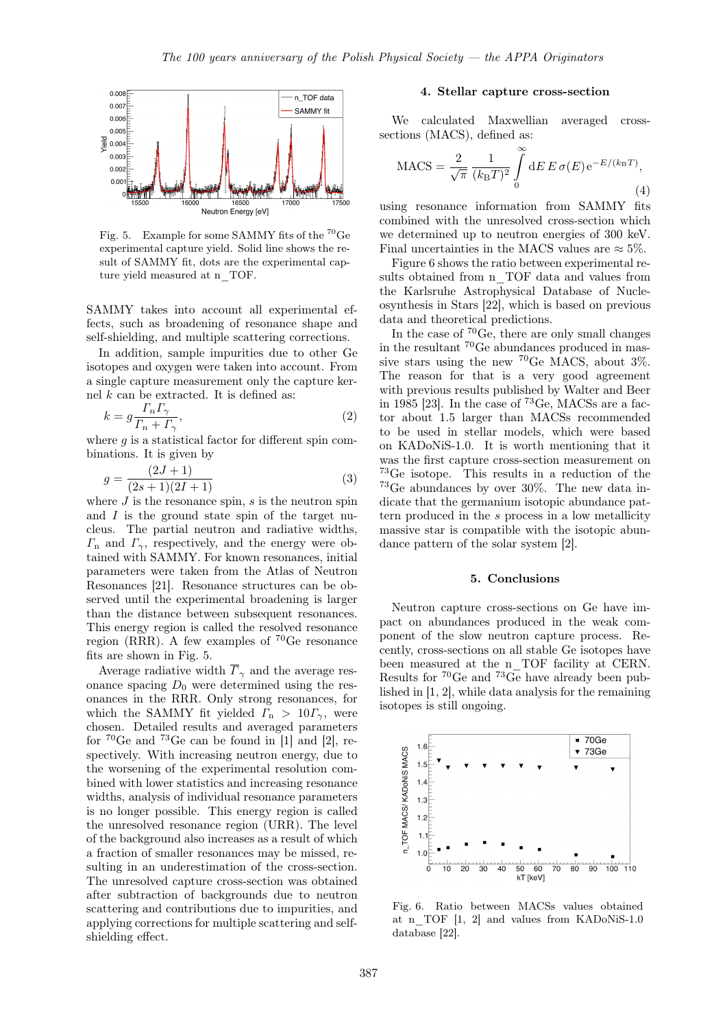Fig. 5. Example for some SAMMY fits of the $^{70}$Ge experimental capture yield. Solid line shows the result of SAMMY fit, dots are the experimental capture yield measured at n_TOF.

SAMMY takes into account all experimental effects, such as broadening of resonance shape and self-shielding, and multiple scattering corrections.

In addition, sample impurities due to other Ge isotopes and oxygen were taken into account. From a single capture measurement only the capture kernel $k$ can be extracted. It is defined as:

$$k = g\frac{\Gamma_n \Gamma_\gamma}{\Gamma_n + \Gamma_\gamma}, \tag{2}$$

where $g$ is a statistical factor for different spin combinations. It is given by

$$g = \frac{(2J+1)}{(2s+1)(2I+1)} \tag{3}$$

where $J$ is the resonance spin, $s$ is the neutron spin and $I$ is the ground state spin of the target nucleus. The partial neutron and radiative widths, $\Gamma_\mathrm{n}$ and $\Gamma_\gamma$, respectively, and the energy were obtained with SAMMY. For known resonances, initial parameters were taken from the Atlas of Neutron Resonances [21]. Resonance structures can be observed until the experimental broadening is larger than the distance between subsequent resonances. This energy region is called the resolved resonance region (RRR). A few examples of $^{70}$Ge resonance fits are shown in Fig. 5.

Average radiative width $\overline{\Gamma}_\gamma$ and the average resonance spacing $D_0$ were determined using the resonances in the RRR. Only strong resonances, for which the SAMMY fit yielded $\Gamma_\mathrm{n} > 10\Gamma_\gamma$, were chosen. Detailed results and averaged parameters for $^{70}$Ge and $^{73}$Ge can be found in [1] and [2], respectively. With increasing neutron energy, due to the worsening of the experimental resolution combined with lower statistics and increasing resonance widths, analysis of individual resonance parameters is no longer possible. This energy region is called the unresolved resonance region (URR). The level of the background also increases as a result of which a fraction of smaller resonances may be missed, resulting in an underestimation of the cross-section. The unresolved capture cross-section was obtained after subtraction of backgrounds due to neutron scattering and contributions due to impurities, and applying corrections for multiple scattering and self-shielding effect.

## 4. Stellar capture cross-section

We calculated Maxwellian averaged cross-sections (MACS), defined as:

$$\mathrm{MACS} = \frac{2}{\sqrt{\pi}}\frac{1}{(k_\mathrm{B}T)^2}\int\limits_0^\infty \mathrm{d}E\, E\, \sigma(E)\, \mathrm{e}^{-E/(k_\mathrm{B}T)}, \tag{4}$$

using resonance information from SAMMY fits combined with the unresolved cross-section which we determined up to neutron energies of 300 keV. Final uncertainties in the MACS values are $\approx 5\%$.

Figure 6 shows the ratio between experimental results obtained from n_TOF data and values from the Karlsruhe Astrophysical Database of Nucleosynthesis in Stars [22], which is based on previous data and theoretical predictions.

In the case of $^{70}$Ge, there are only small changes in the resultant $^{70}$Ge abundances produced in massive stars using the new $^{70}$Ge MACS, about 3%. The reason for that is a very good agreement with previous results published by Walter and Beer in 1985 [23]. In the case of $^{73}$Ge, MACSs are a factor about 1.5 larger than MACSs recommended to be used in stellar models, which were based on KADoNiS-1.0. It is worth mentioning that it was the first capture cross-section measurement on $^{73}$Ge isotope. This results in a reduction of the $^{73}$Ge abundances by over 30%. The new data indicate that the germanium isotopic abundance pattern produced in the $s$ process in a low metallicity massive star is compatible with the isotopic abundance pattern of the solar system [2].

## 5. Conclusions

Neutron capture cross-sections on Ge have impact on abundances produced in the weak component of the slow neutron capture process. Recently, cross-sections on all stable Ge isotopes have been measured at the n_TOF facility at CERN. Results for $^{70}$Ge and $^{73}$Ge have already been published in [1, 2], while data analysis for the remaining isotopes is still ongoing.

Fig. 6. Ratio between MACSs values obtained at n_TOF [1, 2] and values from KADoNiS-1.0 database [22].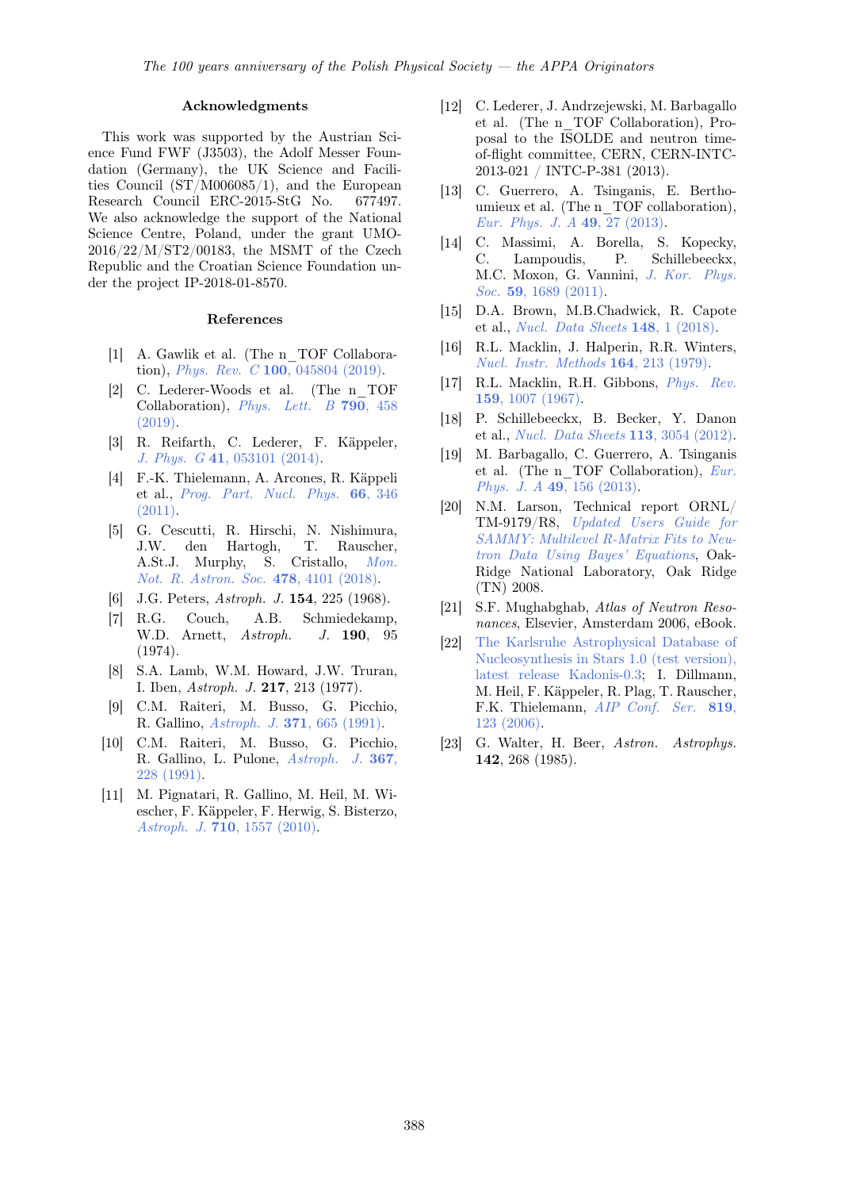## Acknowledgments

This work was supported by the Austrian Science Fund FWF (J3503), the Adolf Messer Foundation (Germany), the UK Science and Facilities Council (ST/M006085/1), and the European Research Council ERC-2015-StG No. 677497. We also acknowledge the support of the National Science Centre, Poland, under the grant UMO-2016/22/M/ST2/00183, the MSMT of the Czech Republic and the Croatian Science Foundation under the project IP-2018-01-8570.

## References

[1] A. Gawlik et al. (The n_TOF Collaboration), *Phys. Rev. C* **100**, 045804 (2019).

[2] C. Lederer-Woods et al. (The n_TOF Collaboration), *Phys. Lett. B* **790**, 458 (2019).

[3] R. Reifarth, C. Lederer, F. Käppeler, *J. Phys. G* **41**, 053101 (2014).

[4] F.-K. Thielemann, A. Arcones, R. Käppeli et al., *Prog. Part. Nucl. Phys.* **66**, 346 (2011).

[5] G. Cescutti, R. Hirschi, N. Nishimura, J.W. den Hartogh, T. Rauscher, A.St.J. Murphy, S. Cristallo, *Mon. Not. R. Astron. Soc.* **478**, 4101 (2018).

[6] J.G. Peters, *Astroph. J.* **154**, 225 (1968).

[7] R.G. Couch, A.B. Schmiedekamp, W.D. Arnett, *Astroph. J.* **190**, 95 (1974).

[8] S.A. Lamb, W.M. Howard, J.W. Truran, I. Iben, *Astroph. J.* **217**, 213 (1977).

[9] C.M. Raiteri, M. Busso, G. Picchio, R. Gallino, *Astroph. J.* **371**, 665 (1991).

[10] C.M. Raiteri, M. Busso, G. Picchio, R. Gallino, L. Pulone, *Astroph. J.* **367**, 228 (1991).

[11] M. Pignatari, R. Gallino, M. Heil, M. Wiescher, F. Käppeler, F. Herwig, S. Bisterzo, *Astroph. J.* **710**, 1557 (2010).

[12] C. Lederer, J. Andrzejewski, M. Barbagallo et al. (The n_TOF Collaboration), Proposal to the ISOLDE and neutron time-of-flight committee, CERN, CERN-INTC-2013-021 / INTC-P-381 (2013).

[13] C. Guerrero, A. Tsinganis, E. Berthoumieux et al. (The n_TOF collaboration), *Eur. Phys. J. A* **49**, 27 (2013).

[14] C. Massimi, A. Borella, S. Kopecky, C. Lampoudis, P. Schillebeeckx, M.C. Moxon, G. Vannini, *J. Kor. Phys. Soc.* **59**, 1689 (2011).

[15] D.A. Brown, M.B.Chadwick, R. Capote et al., *Nucl. Data Sheets* **148**, 1 (2018).

[16] R.L. Macklin, J. Halperin, R.R. Winters, *Nucl. Instr. Methods* **164**, 213 (1979).

[17] R.L. Macklin, R.H. Gibbons, *Phys. Rev.* **159**, 1007 (1967).

[18] P. Schillebeeckx, B. Becker, Y. Danon et al., *Nucl. Data Sheets* **113**, 3054 (2012).

[19] M. Barbagallo, C. Guerrero, A. Tsinganis et al. (The n_TOF Collaboration), *Eur. Phys. J. A* **49**, 156 (2013).

[20] N.M. Larson, Technical report ORNL/TM-9179/R8, *Updated Users Guide for SAMMY: Multilevel R-Matrix Fits to Neutron Data Using Bayes' Equations*, Oak-Ridge National Laboratory, Oak Ridge (TN) 2008.

[21] S.F. Mughabghab, *Atlas of Neutron Resonances*, Elsevier, Amsterdam 2006, eBook.

[22] The Karlsruhe Astrophysical Database of Nucleosynthesis in Stars 1.0 (test version), latest release Kadonis-0.3; I. Dillmann, M. Heil, F. Käppeler, R. Plag, T. Rauscher, F.K. Thielemann, *AIP Conf. Ser.* **819**, 123 (2006).

[23] G. Walter, H. Beer, *Astron. Astrophys.* **142**, 268 (1985).